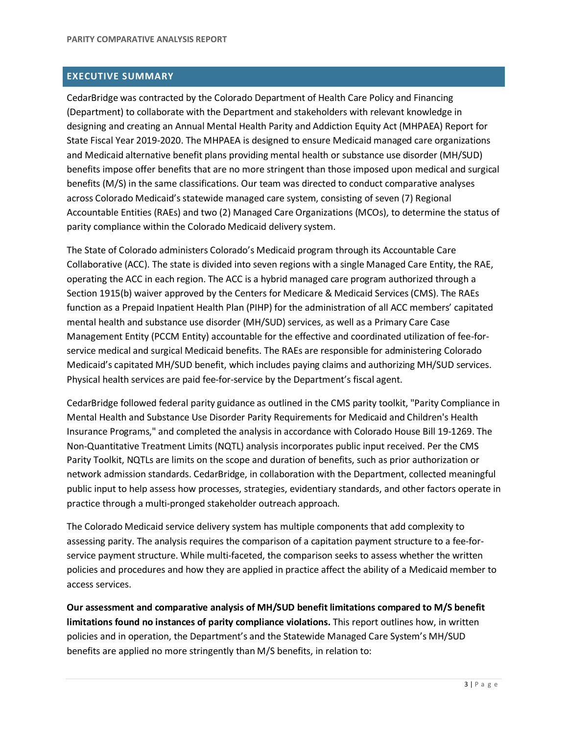## EXECUTIVE SUMMARY

CedarBridge was contracted by the Colorado Department of Health Care Policy and Financing (Department) to collaborate with the Department and stakeholders with relevant knowledge in designing and creating an Annual Mental Health Parity and Addiction Equity Act (MHPAEA) Report for State Fiscal Year 2019-2020. The MHPAEA is designed to ensure Medicaid managed care organizations and Medicaid alternative benefit plans providing mental health or substance use disorder (MH/SUD) benefits impose offer benefits that are no more stringent than those imposed upon medical and surgical benefits (M/S) in the same classifications. Our team was directed to conduct comparative analyses across Colorado Medicaid's statewide managed care system, consisting of seven (7) Regional Accountable Entities (RAEs) and two (2) Managed Care Organizations (MCOs), to determine the status of parity compliance within the Colorado Medicaid delivery system.

The State of Colorado administers Colorado's Medicaid program through its Accountable Care Collaborative (ACC). The state is divided into seven regions with a single Managed Care Entity, the RAE, operating the ACC in each region. The ACC is a hybrid managed care program authorized through a Section 1915(b) waiver approved by the Centers for Medicare & Medicaid Services (CMS). The RAEs function as a Prepaid Inpatient Health Plan (PIHP) for the administration of all ACC members' capitated mental health and substance use disorder (MH/SUD) services, as well as a Primary Care Case Management Entity (PCCM Entity) accountable for the effective and coordinated utilization of fee-for-service medical and surgical Medicaid benefits. The RAEs are responsible for administering Colorado Medicaid's capitated MH/SUD benefit, which includes paying claims and authorizing MH/SUD services. Physical health services are paid fee-for-service by the Department's fiscal agent.

CedarBridge followed federal parity guidance as outlined in the CMS parity toolkit, "Parity Compliance in Mental Health and Substance Use Disorder Parity Requirements for Medicaid and Children's Health Insurance Programs," and completed the analysis in accordance with Colorado House Bill 19-1269. The Non-Quantitative Treatment Limits (NQTL) analysis incorporates public input received. Per the CMS Parity Toolkit, NQTLs are limits on the scope and duration of benefits, such as prior authorization or network admission standards. CedarBridge, in collaboration with the Department, collected meaningful public input to help assess how processes, strategies, evidentiary standards, and other factors operate in practice through a multi-pronged stakeholder outreach approach.

The Colorado Medicaid service delivery system has multiple components that add complexity to assessing parity. The analysis requires the comparison of a capitation payment structure to a fee-for-service payment structure. While multi-faceted, the comparison seeks to assess whether the written policies and procedures and how they are applied in practice affect the ability of a Medicaid member to access services.

**Our assessment and comparative analysis of MH/SUD benefit limitations compared to M/S benefit limitations found no instances of parity compliance violations.** This report outlines how, in written policies and in operation, the Department's and the Statewide Managed Care System's MH/SUD benefits are applied no more stringently than M/S benefits, in relation to: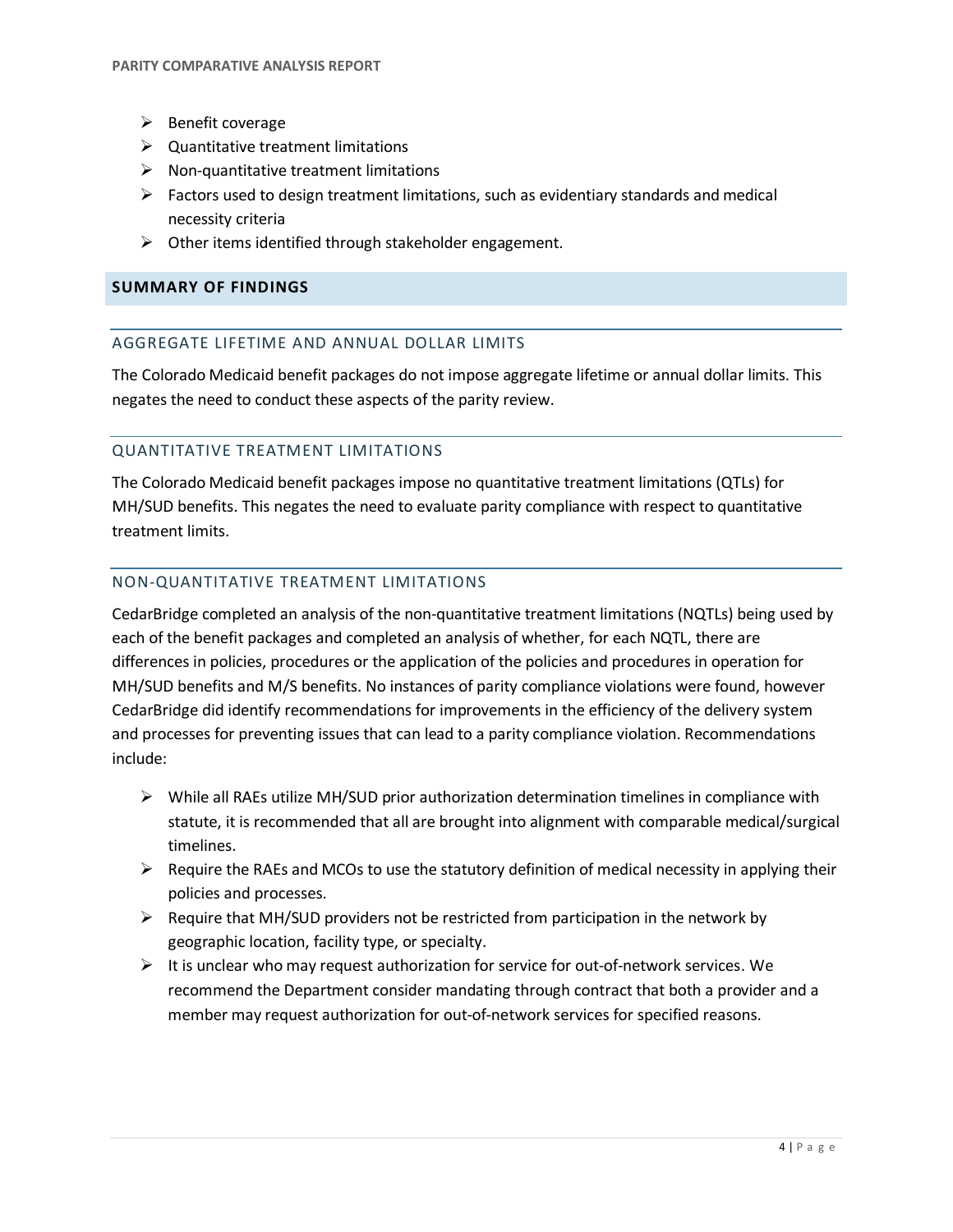- Benefit coverage
- Quantitative treatment limitations
- Non-quantitative treatment limitations
- Factors used to design treatment limitations, such as evidentiary standards and medical necessity criteria
- Other items identified through stakeholder engagement.

## SUMMARY OF FINDINGS

### AGGREGATE LIFETIME AND ANNUAL DOLLAR LIMITS

The Colorado Medicaid benefit packages do not impose aggregate lifetime or annual dollar limits. This negates the need to conduct these aspects of the parity review.

### QUANTITATIVE TREATMENT LIMITATIONS

The Colorado Medicaid benefit packages impose no quantitative treatment limitations (QTLs) for MH/SUD benefits. This negates the need to evaluate parity compliance with respect to quantitative treatment limits.

### NON-QUANTITATIVE TREATMENT LIMITATIONS

CedarBridge completed an analysis of the non-quantitative treatment limitations (NQTLs) being used by each of the benefit packages and completed an analysis of whether, for each NQTL, there are differences in policies, procedures or the application of the policies and procedures in operation for MH/SUD benefits and M/S benefits. No instances of parity compliance violations were found, however CedarBridge did identify recommendations for improvements in the efficiency of the delivery system and processes for preventing issues that can lead to a parity compliance violation. Recommendations include:

- While all RAEs utilize MH/SUD prior authorization determination timelines in compliance with statute, it is recommended that all are brought into alignment with comparable medical/surgical timelines.
- Require the RAEs and MCOs to use the statutory definition of medical necessity in applying their policies and processes.
- Require that MH/SUD providers not be restricted from participation in the network by geographic location, facility type, or specialty.
- It is unclear who may request authorization for service for out-of-network services. We recommend the Department consider mandating through contract that both a provider and a member may request authorization for out-of-network services for specified reasons.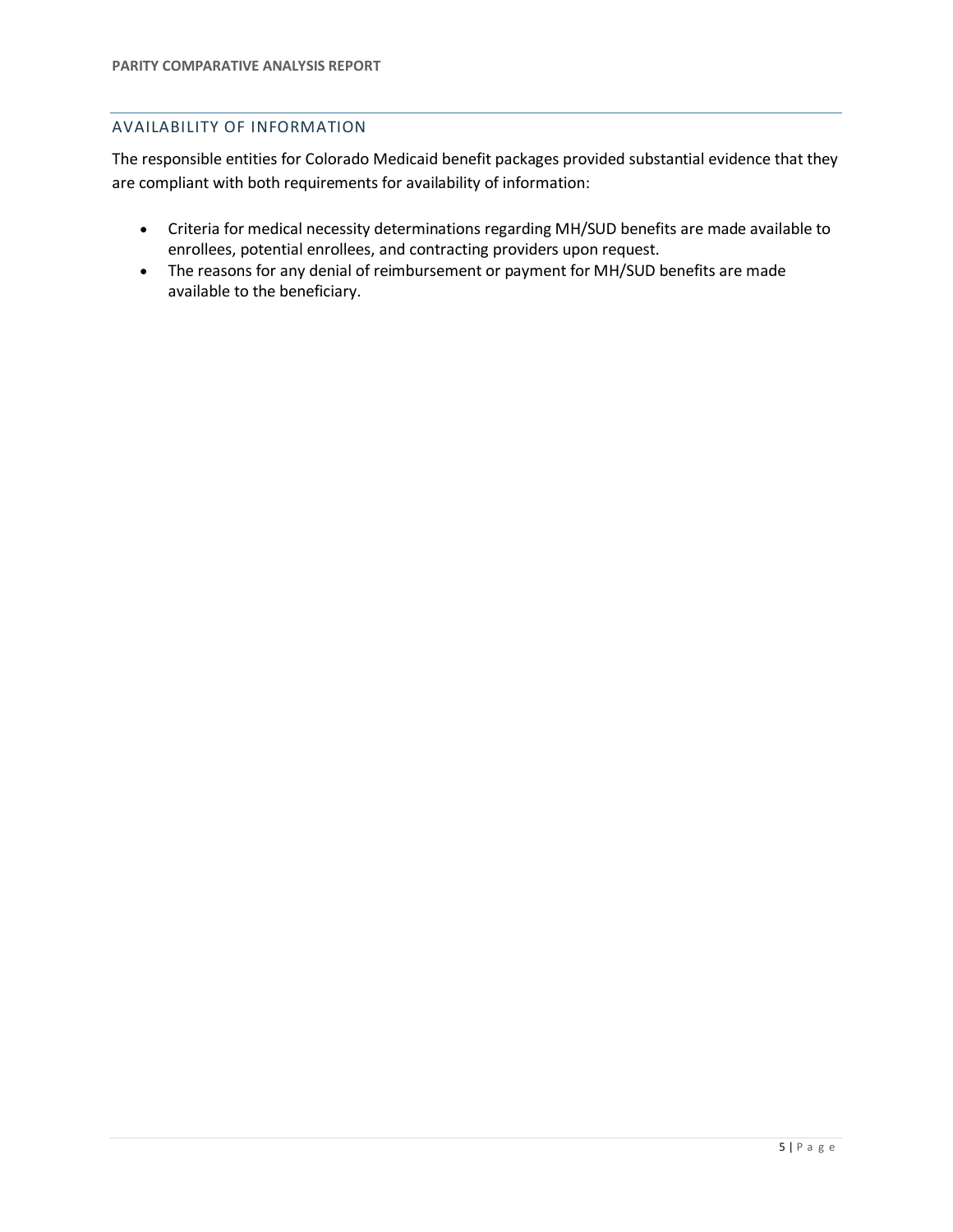## AVAILABILITY OF INFORMATION

The responsible entities for Colorado Medicaid benefit packages provided substantial evidence that they are compliant with both requirements for availability of information:

- Criteria for medical necessity determinations regarding MH/SUD benefits are made available to enrollees, potential enrollees, and contracting providers upon request.
- The reasons for any denial of reimbursement or payment for MH/SUD benefits are made available to the beneficiary.